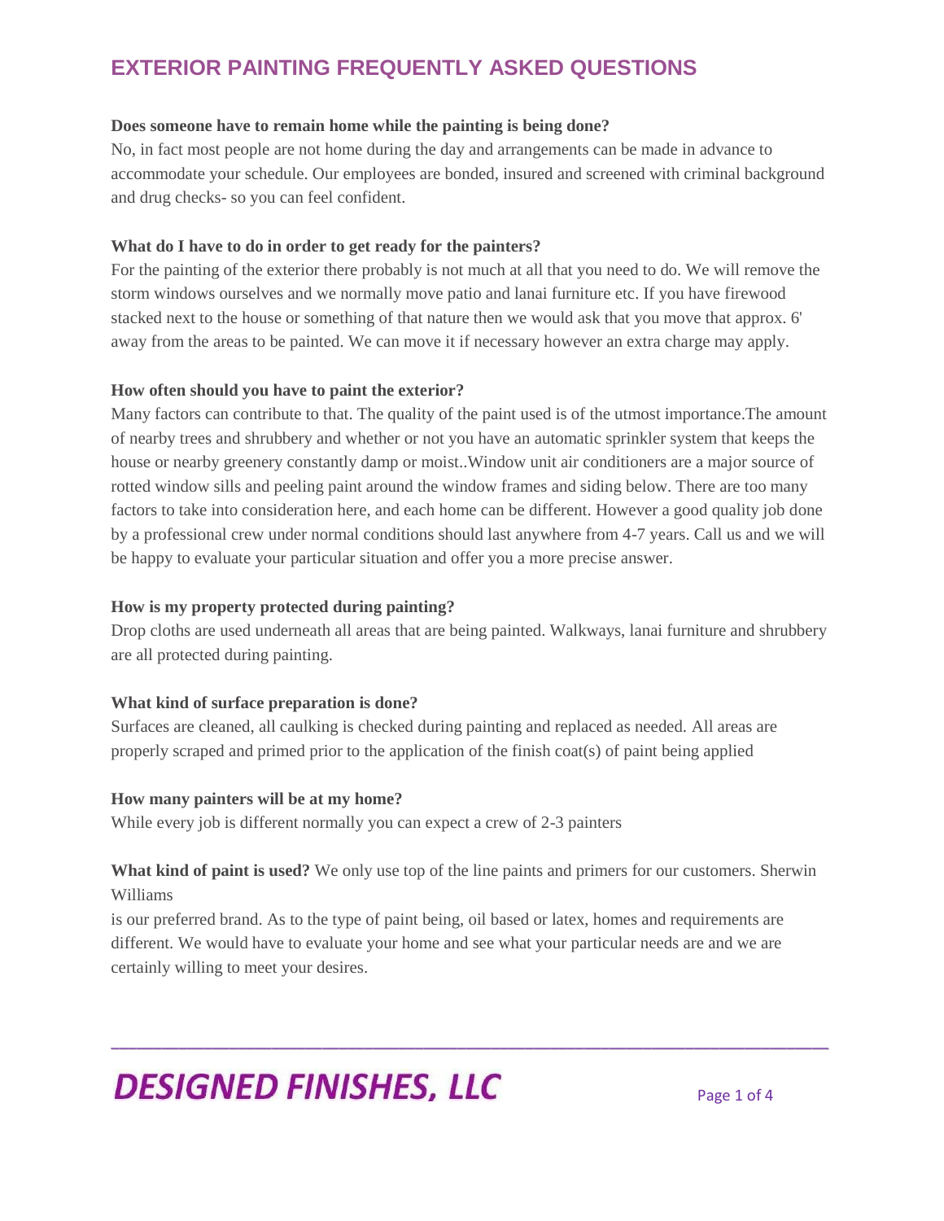# EXTERIOR PAINTING FREQUENTLY ASKED QUESTIONS

**Does someone have to remain home while the painting is being done?**

No, in fact most people are not home during the day and arrangements can be made in advance to accommodate your schedule. Our employees are bonded, insured and screened with criminal background and drug checks- so you can feel confident.

**What do I have to do in order to get ready for the painters?**

For the painting of the exterior there probably is not much at all that you need to do. We will remove the storm windows ourselves and we normally move patio and lanai furniture etc. If you have firewood stacked next to the house or something of that nature then we would ask that you move that approx. 6' away from the areas to be painted. We can move it if necessary however an extra charge may apply.

**How often should you have to paint the exterior?**

Many factors can contribute to that. The quality of the paint used is of the utmost importance.The amount of nearby trees and shrubbery and whether or not you have an automatic sprinkler system that keeps the house or nearby greenery constantly damp or moist..Window unit air conditioners are a major source of rotted window sills and peeling paint around the window frames and siding below. There are too many factors to take into consideration here, and each home can be different. However a good quality job done by a professional crew under normal conditions should last anywhere from 4-7 years. Call us and we will be happy to evaluate your particular situation and offer you a more precise answer.

**How is my property protected during painting?**

Drop cloths are used underneath all areas that are being painted. Walkways, lanai furniture and shrubbery are all protected during painting.

**What kind of surface preparation is done?**

Surfaces are cleaned, all caulking is checked during painting and replaced as needed. All areas are properly scraped and primed prior to the application of the finish coat(s) of paint being applied

**How many painters will be at my home?**

While every job is different normally you can expect a crew of 2-3 painters

**What kind of paint is used?** We only use top of the line paints and primers for our customers. Sherwin Williams
is our preferred brand. As to the type of paint being, oil based or latex, homes and requirements are different. We would have to evaluate your home and see what your particular needs are and we are certainly willing to meet your desires.

**DESIGNED FINISHES, LLC**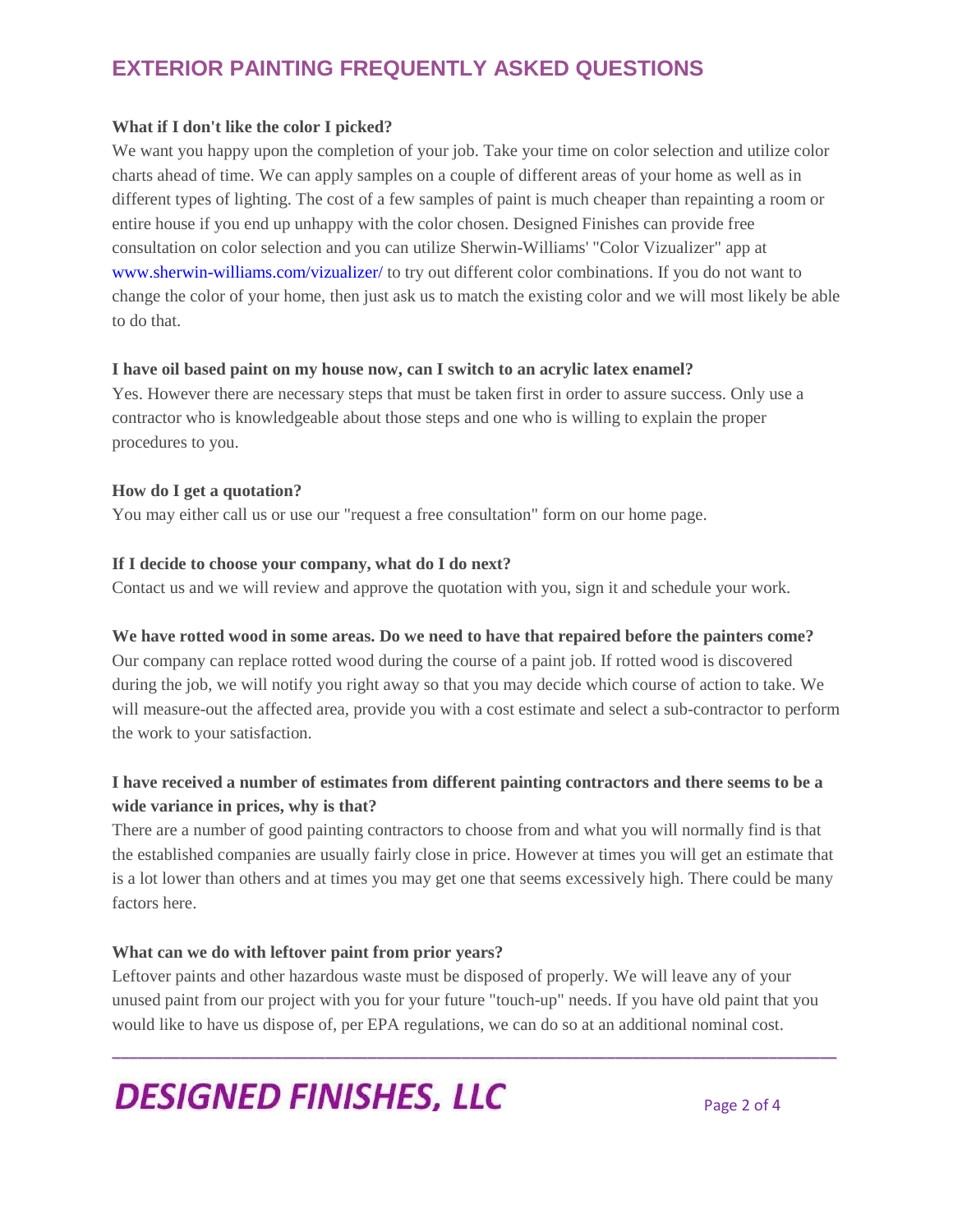## EXTERIOR PAINTING FREQUENTLY ASKED QUESTIONS

**What if I don't like the color I picked?**

We want you happy upon the completion of your job. Take your time on color selection and utilize color charts ahead of time. We can apply samples on a couple of different areas of your home as well as in different types of lighting. The cost of a few samples of paint is much cheaper than repainting a room or entire house if you end up unhappy with the color chosen. Designed Finishes can provide free consultation on color selection and you can utilize Sherwin-Williams' "Color Vizualizer" app at www.sherwin-williams.com/vizualizer/ to try out different color combinations. If you do not want to change the color of your home, then just ask us to match the existing color and we will most likely be able to do that.

**I have oil based paint on my house now, can I switch to an acrylic latex enamel?**

Yes. However there are necessary steps that must be taken first in order to assure success. Only use a contractor who is knowledgeable about those steps and one who is willing to explain the proper procedures to you.

**How do I get a quotation?**

You may either call us or use our "request a free consultation" form on our home page.

**If I decide to choose your company, what do I do next?**

Contact us and we will review and approve the quotation with you, sign it and schedule your work.

**We have rotted wood in some areas. Do we need to have that repaired before the painters come?**

Our company can replace rotted wood during the course of a paint job. If rotted wood is discovered during the job, we will notify you right away so that you may decide which course of action to take. We will measure-out the affected area, provide you with a cost estimate and select a sub-contractor to perform the work to your satisfaction.

**I have received a number of estimates from different painting contractors and there seems to be a wide variance in prices, why is that?**

There are a number of good painting contractors to choose from and what you will normally find is that the established companies are usually fairly close in price. However at times you will get an estimate that is a lot lower than others and at times you may get one that seems excessively high. There could be many factors here.

**What can we do with leftover paint from prior years?**

Leftover paints and other hazardous waste must be disposed of properly. We will leave any of your unused paint from our project with you for your future "touch-up" needs. If you have old paint that you would like to have us dispose of, per EPA regulations, we can do so at an additional nominal cost.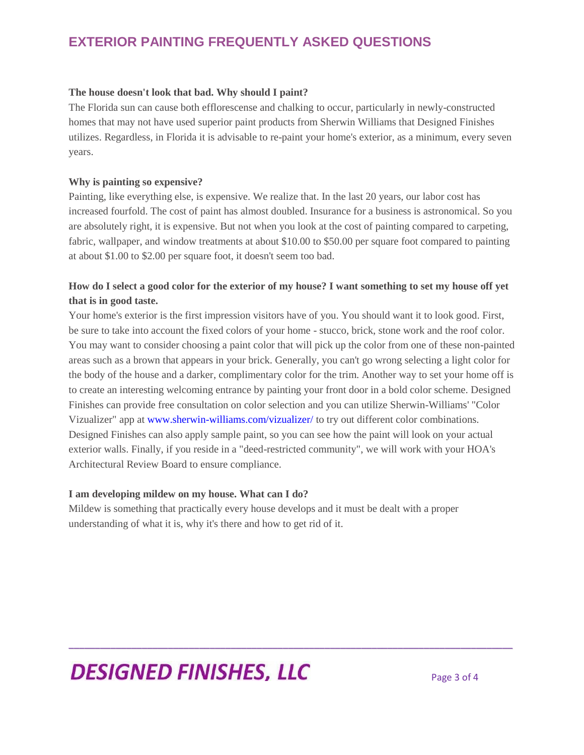# EXTERIOR PAINTING FREQUENTLY ASKED QUESTIONS

**The house doesn't look that bad. Why should I paint?**

The Florida sun can cause both efflorescense and chalking to occur, particularly in newly-constructed homes that may not have used superior paint products from Sherwin Williams that Designed Finishes utilizes. Regardless, in Florida it is advisable to re-paint your home's exterior, as a minimum, every seven years.

**Why is painting so expensive?**

Painting, like everything else, is expensive. We realize that. In the last 20 years, our labor cost has increased fourfold. The cost of paint has almost doubled. Insurance for a business is astronomical. So you are absolutely right, it is expensive. But not when you look at the cost of painting compared to carpeting, fabric, wallpaper, and window treatments at about $10.00 to $50.00 per square foot compared to painting at about $1.00 to $2.00 per square foot, it doesn't seem too bad.

**How do I select a good color for the exterior of my house? I want something to set my house off yet that is in good taste.**

Your home's exterior is the first impression visitors have of you. You should want it to look good. First, be sure to take into account the fixed colors of your home - stucco, brick, stone work and the roof color. You may want to consider choosing a paint color that will pick up the color from one of these non-painted areas such as a brown that appears in your brick. Generally, you can't go wrong selecting a light color for the body of the house and a darker, complimentary color for the trim. Another way to set your home off is to create an interesting welcoming entrance by painting your front door in a bold color scheme. Designed Finishes can provide free consultation on color selection and you can utilize Sherwin-Williams' "Color Vizualizer" app at www.sherwin-williams.com/vizualizer/ to try out different color combinations. Designed Finishes can also apply sample paint, so you can see how the paint will look on your actual exterior walls. Finally, if you reside in a "deed-restricted community", we will work with your HOA's Architectural Review Board to ensure compliance.

**I am developing mildew on my house. What can I do?**

Mildew is something that practically every house develops and it must be dealt with a proper understanding of what it is, why it's there and how to get rid of it.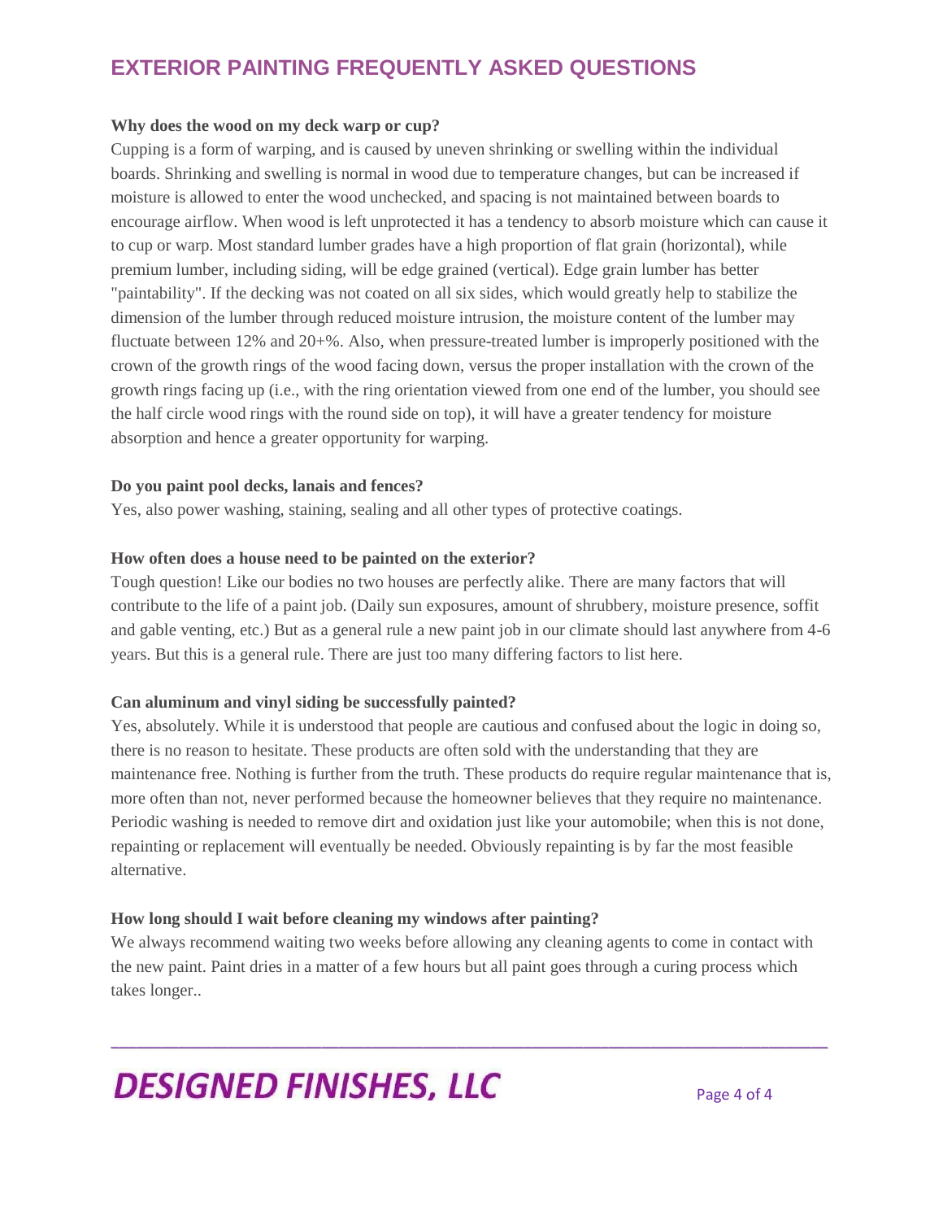# EXTERIOR PAINTING FREQUENTLY ASKED QUESTIONS

**Why does the wood on my deck warp or cup?**

Cupping is a form of warping, and is caused by uneven shrinking or swelling within the individual boards. Shrinking and swelling is normal in wood due to temperature changes, but can be increased if moisture is allowed to enter the wood unchecked, and spacing is not maintained between boards to encourage airflow. When wood is left unprotected it has a tendency to absorb moisture which can cause it to cup or warp. Most standard lumber grades have a high proportion of flat grain (horizontal), while premium lumber, including siding, will be edge grained (vertical). Edge grain lumber has better "paintability". If the decking was not coated on all six sides, which would greatly help to stabilize the dimension of the lumber through reduced moisture intrusion, the moisture content of the lumber may fluctuate between 12% and 20+%. Also, when pressure-treated lumber is improperly positioned with the crown of the growth rings of the wood facing down, versus the proper installation with the crown of the growth rings facing up (i.e., with the ring orientation viewed from one end of the lumber, you should see the half circle wood rings with the round side on top), it will have a greater tendency for moisture absorption and hence a greater opportunity for warping.

**Do you paint pool decks, lanais and fences?**

Yes, also power washing, staining, sealing and all other types of protective coatings.

**How often does a house need to be painted on the exterior?**

Tough question! Like our bodies no two houses are perfectly alike. There are many factors that will contribute to the life of a paint job. (Daily sun exposures, amount of shrubbery, moisture presence, soffit and gable venting, etc.) But as a general rule a new paint job in our climate should last anywhere from 4-6 years. But this is a general rule. There are just too many differing factors to list here.

**Can aluminum and vinyl siding be successfully painted?**

Yes, absolutely. While it is understood that people are cautious and confused about the logic in doing so, there is no reason to hesitate. These products are often sold with the understanding that they are maintenance free. Nothing is further from the truth. These products do require regular maintenance that is, more often than not, never performed because the homeowner believes that they require no maintenance. Periodic washing is needed to remove dirt and oxidation just like your automobile; when this is not done, repainting or replacement will eventually be needed. Obviously repainting is by far the most feasible alternative.

**How long should I wait before cleaning my windows after painting?**

We always recommend waiting two weeks before allowing any cleaning agents to come in contact with the new paint. Paint dries in a matter of a few hours but all paint goes through a curing process which takes longer..

**DESIGNED FINISHES, LLC**